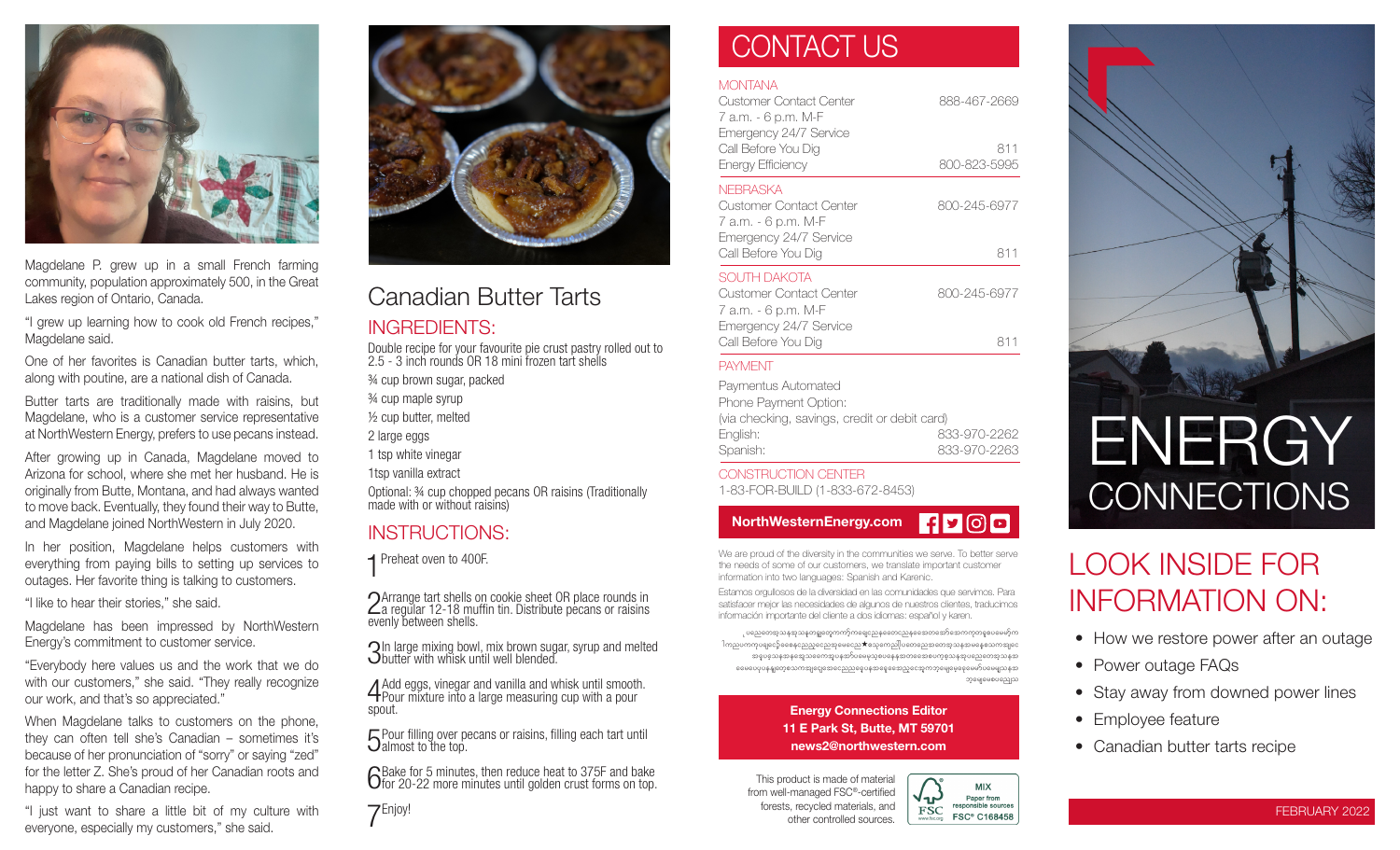Magdelane P. grew up in a small French farming community, population approximately 500, in the Great Lakes region of Ontario, Canada.

"I grew up learning how to cook old French recipes," Magdelane said.

One of her favorites is Canadian butter tarts, which, along with poutine, are a national dish of Canada.

Butter tarts are traditionally made with raisins, but Magdelane, who is a customer service representative at NorthWestern Energy, prefers to use pecans instead.

After growing up in Canada, Magdelane moved to Arizona for school, where she met her husband. He is originally from Butte, Montana, and had always wanted to move back. Eventually, they found their way to Butte, and Magdelane joined NorthWestern in July 2020.

In her position, Magdelane helps customers with everything from paying bills to setting up services to outages. Her favorite thing is talking to customers.

"I like to hear their stories," she said.

Magdelane has been impressed by NorthWestern Energy's commitment to customer service.

"Everybody here values us and the work that we do with our customers," she said. "They really recognize our work, and that's so appreciated."

When Magdelane talks to customers on the phone, they can often tell she's Canadian – sometimes it's because of her pronunciation of "sorry" or saying "zed" for the letter Z. She's proud of her Canadian roots and happy to share a Canadian recipe.

"I just want to share a little bit of my culture with everyone, especially my customers," she said.

# Canadian Butter Tarts

## INGREDIENTS:

Double recipe for your favourite pie crust pastry rolled out to 2.5 - 3 inch rounds OR 18 mini frozen tart shells

¾ cup brown sugar, packed

¾ cup maple syrup

½ cup butter, melted

2 large eggs

1 tsp white vinegar

1tsp vanilla extract

Optional: ¾ cup chopped pecans OR raisins (Traditionally made with or without raisins)

## INSTRUCTIONS:

1. Preheat oven to 400F.
2. Arrange tart shells on cookie sheet OR place rounds in a regular 12-18 muffin tin. Distribute pecans or raisins evenly between shells.
3. In large mixing bowl, mix brown sugar, syrup and melted butter with whisk until well blended.
4. Add eggs, vinegar and vanilla and whisk until smooth. Pour mixture into a large measuring cup with a pour spout.
5. Pour filling over pecans or raisins, filling each tart until almost to the top.
6. Bake for 5 minutes, then reduce heat to 375F and bake for 20-22 more minutes until golden crust forms on top.
7. Enjoy!

# CONTACT US

**MONTANA**

| | |
|---|---|
| Customer Contact Center | 888-467-2669 |
| 7 a.m. - 6 p.m. M-F | |
| Emergency 24/7 Service | |
| Call Before You Dig | 811 |
| Energy Efficiency | 800-823-5995 |

**NEBRASKA**

| | |
|---|---|
| Customer Contact Center | 800-245-6977 |
| 7 a.m. - 6 p.m. M-F | |
| Emergency 24/7 Service | |
| Call Before You Dig | 811 |

**SOUTH DAKOTA**

| | |
|---|---|
| Customer Contact Center | 800-245-6977 |
| 7 a.m. - 6 p.m. M-F | |
| Emergency 24/7 Service | |
| Call Before You Dig | 811 |

**PAYMENT**

Paymentus Automated
Phone Payment Option:
(via checking, savings, credit or debit card)

| | |
|---|---|
| English: | 833-970-2262 |
| Spanish: | 833-970-2263 |

**CONSTRUCTION CENTER**

1-83-FOR-BUILD (1-833-672-8453)

**NorthWesternEnergy.com**

We are proud of the diversity in the communities we serve. To better serve the needs of some of our customers, we translate important customer information into two languages: Spanish and Karenic.

Estamos orgullosos de la diversidad en las comunidades que servimos. Para satisfacer mejor las necesidades de algunos de nuestros clientes, traducimos información importante del cliente a dos idiomas: español y karen.

**Energy Connections Editor**
**11 E Park St, Butte, MT 59701**
**news2@northwestern.com**

This product is made of material from well-managed FSC®-certified forests, recycled materials, and other controlled sources.

MIX Paper from responsible sources FSC® C168458

# ENERGY CONNECTIONS

## LOOK INSIDE FOR INFORMATION ON:

- How we restore power after an outage
- Power outage FAQs
- Stay away from downed power lines
- Employee feature
- Canadian butter tarts recipe

FEBRUARY 2022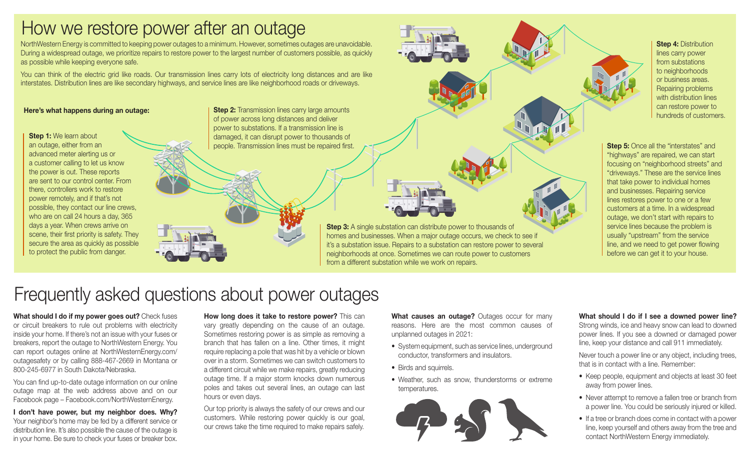# How we restore power after an outage

NorthWestern Energy is committed to keeping power outages to a minimum. However, sometimes outages are unavoidable. During a widespread outage, we prioritize repairs to restore power to the largest number of customers possible, as quickly as possible while keeping everyone safe.

You can think of the electric grid like roads. Our transmission lines carry lots of electricity long distances and are like interstates. Distribution lines are like secondary highways, and service lines are like neighborhood roads or driveways.

**Here's what happens during an outage:**

**Step 1:** We learn about an outage, either from an advanced meter alerting us or a customer calling to let us know the power is out. These reports are sent to our control center. From there, controllers work to restore power remotely, and if that's not possible, they contact our line crews, who are on call 24 hours a day, 365 days a year. When crews arrive on scene, their first priority is safety. They secure the area as quickly as possible to protect the public from danger.

**Step 2:** Transmission lines carry large amounts of power across long distances and deliver power to substations. If a transmission line is damaged, it can disrupt power to thousands of people. Transmission lines must be repaired first.

**Step 3:** A single substation can distribute power to thousands of homes and businesses. When a major outage occurs, we check to see if it's a substation issue. Repairs to a substation can restore power to several neighborhoods at once. Sometimes we can route power to customers from a different substation while we work on repairs.

**Step 4:** Distribution lines carry power from substations to neighborhoods or business areas. Repairing problems with distribution lines can restore power to hundreds of customers.

**Step 5:** Once all the "interstates" and "highways" are repaired, we can start focusing on "neighborhood streets" and "driveways." These are the service lines that take power to individual homes and businesses. Repairing service lines restores power to one or a few customers at a time. In a widespread outage, we don't start with repairs to service lines because the problem is usually "upstream" from the service line, and we need to get power flowing before we can get it to your house.

# Frequently asked questions about power outages

**What should I do if my power goes out?** Check fuses or circuit breakers to rule out problems with electricity inside your home. If there's not an issue with your fuses or breakers, report the outage to NorthWestern Energy. You can report outages online at NorthWesternEnergy.com/outagesafety or by calling 888-467-2669 in Montana or 800-245-6977 in South Dakota/Nebraska.

You can find up-to-date outage information on our online outage map at the web address above and on our Facebook page – Facebook.com/NorthWesternEnergy.

**I don't have power, but my neighbor does. Why?** Your neighbor's home may be fed by a different service or distribution line. It's also possible the cause of the outage is in your home. Be sure to check your fuses or breaker box.

**How long does it take to restore power?** This can vary greatly depending on the cause of an outage. Sometimes restoring power is as simple as removing a branch that has fallen on a line. Other times, it might require replacing a pole that was hit by a vehicle or blown over in a storm. Sometimes we can switch customers to a different circuit while we make repairs, greatly reducing outage time. If a major storm knocks down numerous poles and takes out several lines, an outage can last hours or even days.

Our top priority is always the safety of our crews and our customers. While restoring power quickly is our goal, our crews take the time required to make repairs safely.

**What causes an outage?** Outages occur for many reasons. Here are the most common causes of unplanned outages in 2021:

- System equipment, such as service lines, underground conductor, transformers and insulators.
- Birds and squirrels.
- Weather, such as snow, thunderstorms or extreme temperatures.

**What should I do if I see a downed power line?** Strong winds, ice and heavy snow can lead to downed power lines. If you see a downed or damaged power line, keep your distance and call 911 immediately.

Never touch a power line or any object, including trees, that is in contact with a line. Remember:

- Keep people, equipment and objects at least 30 feet away from power lines.
- Never attempt to remove a fallen tree or branch from a power line. You could be seriously injured or killed.
- If a tree or branch does come in contact with a power line, keep yourself and others away from the tree and contact NorthWestern Energy immediately.